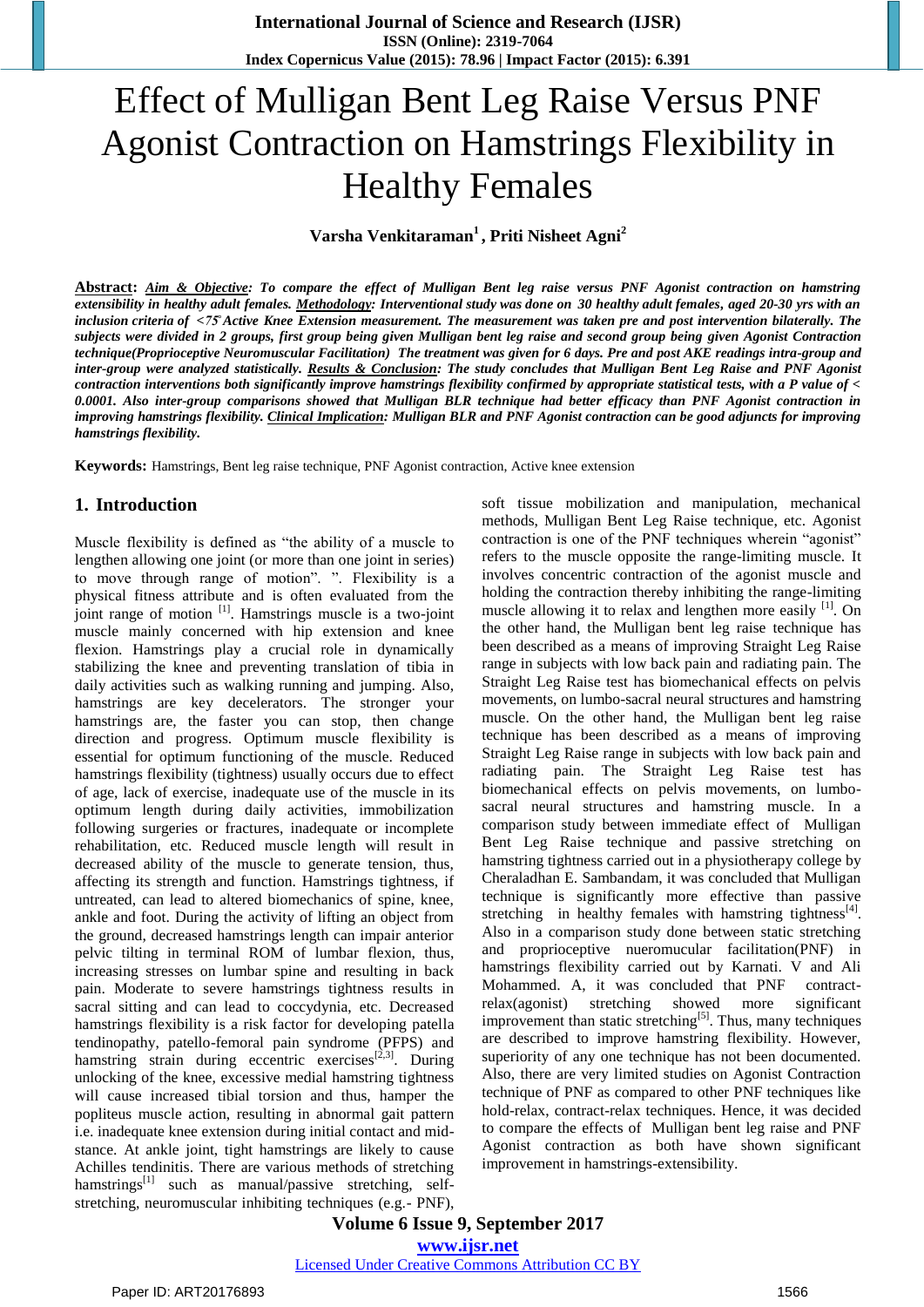# Effect of Mulligan Bent Leg Raise Versus PNF Agonist Contraction on Hamstrings Flexibility in Healthy Females

**Varsha Venkitaraman[1], Priti Nisheet Agni[2]**

**Abstract**: ***Aim & Objective**: To compare the effect of Mulligan Bent leg raise versus PNF Agonist contraction on hamstring extensibility in healthy adult females. **Methodology**: Interventional study was done on 30 healthy adult females, aged 20-30 yrs with an inclusion criteria of <75° Active Knee Extension measurement. The measurement was taken pre and post intervention bilaterally. The subjects were divided in 2 groups, first group being given Mulligan bent leg raise and second group being given Agonist Contraction technique(Proprioceptive Neuromuscular Facilitation) The treatment was given for 6 days. Pre and post AKE readings intra-group and inter-group were analyzed statistically. **Results & Conclusion**: The study concludes that Mulligan Bent Leg Raise and PNF Agonist contraction interventions both significantly improve hamstrings flexibility confirmed by appropriate statistical tests, with a P value of < 0.0001. Also inter-group comparisons showed that Mulligan BLR technique had better efficacy than PNF Agonist contraction in improving hamstrings flexibility. **Clinical Implication**: Mulligan BLR and PNF Agonist contraction can be good adjuncts for improving hamstrings flexibility.*

**Keywords:** Hamstrings, Bent leg raise technique, PNF Agonist contraction, Active knee extension

## 1. Introduction

Muscle flexibility is defined as "the ability of a muscle to lengthen allowing one joint (or more than one joint in series) to move through range of motion". ". Flexibility is a physical fitness attribute and is often evaluated from the joint range of motion [1]. Hamstrings muscle is a two-joint muscle mainly concerned with hip extension and knee flexion. Hamstrings play a crucial role in dynamically stabilizing the knee and preventing translation of tibia in daily activities such as walking running and jumping. Also, hamstrings are key decelerators. The stronger your hamstrings are, the faster you can stop, then change direction and progress. Optimum muscle flexibility is essential for optimum functioning of the muscle. Reduced hamstrings flexibility (tightness) usually occurs due to effect of age, lack of exercise, inadequate use of the muscle in its optimum length during daily activities, immobilization following surgeries or fractures, inadequate or incomplete rehabilitation, etc. Reduced muscle length will result in decreased ability of the muscle to generate tension, thus, affecting its strength and function. Hamstrings tightness, if untreated, can lead to altered biomechanics of spine, knee, ankle and foot. During the activity of lifting an object from the ground, decreased hamstrings length can impair anterior pelvic tilting in terminal ROM of lumbar flexion, thus, increasing stresses on lumbar spine and resulting in back pain. Moderate to severe hamstrings tightness results in sacral sitting and can lead to coccydynia, etc. Decreased hamstrings flexibility is a risk factor for developing patella tendinopathy, patello-femoral pain syndrome (PFPS) and hamstring strain during eccentric exercises[2,3]. During unlocking of the knee, excessive medial hamstring tightness will cause increased tibial torsion and thus, hamper the popliteus muscle action, resulting in abnormal gait pattern i.e. inadequate knee extension during initial contact and mid-stance. At ankle joint, tight hamstrings are likely to cause Achilles tendinitis. There are various methods of stretching hamstrings[1] such as manual/passive stretching, self-stretching, neuromuscular inhibiting techniques (e.g.- PNF), soft tissue mobilization and manipulation, mechanical methods, Mulligan Bent Leg Raise technique, etc. Agonist contraction is one of the PNF techniques wherein "agonist" refers to the muscle opposite the range-limiting muscle. It involves concentric contraction of the agonist muscle and holding the contraction thereby inhibiting the range-limiting muscle allowing it to relax and lengthen more easily [1]. On the other hand, the Mulligan bent leg raise technique has been described as a means of improving Straight Leg Raise range in subjects with low back pain and radiating pain. The Straight Leg Raise test has biomechanical effects on pelvis movements, on lumbo-sacral neural structures and hamstring muscle. On the other hand, the Mulligan bent leg raise technique has been described as a means of improving Straight Leg Raise range in subjects with low back pain and radiating pain. The Straight Leg Raise test has biomechanical effects on pelvis movements, on lumbo-sacral neural structures and hamstring muscle. In a comparison study between immediate effect of Mulligan Bent Leg Raise technique and passive stretching on hamstring tightness carried out in a physiotherapy college by Cheraladhan E. Sambandam, it was concluded that Mulligan technique is significantly more effective than passive stretching in healthy females with hamstring tightness[4]. Also in a comparison study done between static stretching and proprioceptive nueromucular facilitation(PNF) in hamstrings flexibility carried out by Karnati. V and Ali Mohammed. A, it was concluded that PNF contract-relax(agonist) stretching showed more significant improvement than static stretching[5]. Thus, many techniques are described to improve hamstring flexibility. However, superiority of any one technique has not been documented. Also, there are very limited studies on Agonist Contraction technique of PNF as compared to other PNF techniques like hold-relax, contract-relax techniques. Hence, it was decided to compare the effects of Mulligan bent leg raise and PNF Agonist contraction as both have shown significant improvement in hamstrings-extensibility.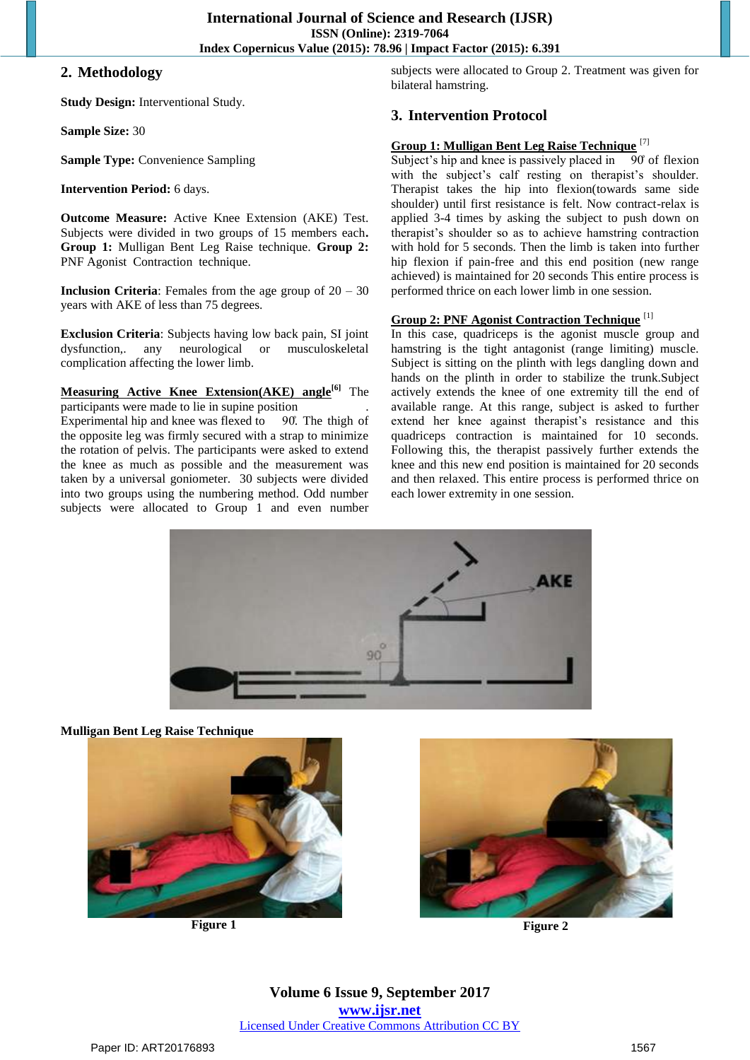## 2. Methodology

**Study Design:** Interventional Study.

**Sample Size:** 30

**Sample Type:** Convenience Sampling

**Intervention Period:** 6 days.

**Outcome Measure:** Active Knee Extension (AKE) Test. Subjects were divided in two groups of 15 members each**.** **Group 1:** Mulligan Bent Leg Raise technique. **Group 2:** PNF Agonist Contraction technique.

**Inclusion Criteria**: Females from the age group of 20 – 30 years with AKE of less than 75 degrees.

**Exclusion Criteria**: Subjects having low back pain, SI joint dysfunction,. any neurological or musculoskeletal complication affecting the lower limb.

**Measuring Active Knee Extension(AKE) angle**[6] The participants were made to lie in supine position . Experimental hip and knee was flexed to 90̊. The thigh of the opposite leg was firmly secured with a strap to minimize the rotation of pelvis. The participants were asked to extend the knee as much as possible and the measurement was taken by a universal goniometer. 30 subjects were divided into two groups using the numbering method. Odd number subjects were allocated to Group 1 and even number subjects were allocated to Group 2. Treatment was given for bilateral hamstring.

## 3. Intervention Protocol

**Group 1: Mulligan Bent Leg Raise Technique** [7]
Subject's hip and knee is passively placed in 90̊ of flexion with the subject's calf resting on therapist's shoulder. Therapist takes the hip into flexion(towards same side shoulder) until first resistance is felt. Now contract-relax is applied 3-4 times by asking the subject to push down on therapist's shoulder so as to achieve hamstring contraction with hold for 5 seconds. Then the limb is taken into further hip flexion if pain-free and this end position (new range achieved) is maintained for 20 seconds This entire process is performed thrice on each lower limb in one session.

**Group 2: PNF Agonist Contraction Technique** [1]
In this case, quadriceps is the agonist muscle group and hamstring is the tight antagonist (range limiting) muscle. Subject is sitting on the plinth with legs dangling down and hands on the plinth in order to stabilize the trunk.Subject actively extends the knee of one extremity till the end of available range. At this range, subject is asked to further extend her knee against therapist's resistance and this quadriceps contraction is maintained for 10 seconds. Following this, the therapist passively further extends the knee and this new end position is maintained for 20 seconds and then relaxed. This entire process is performed thrice on each lower extremity in one session.

**Mulligan Bent Leg Raise Technique**

Figure 1

Figure 2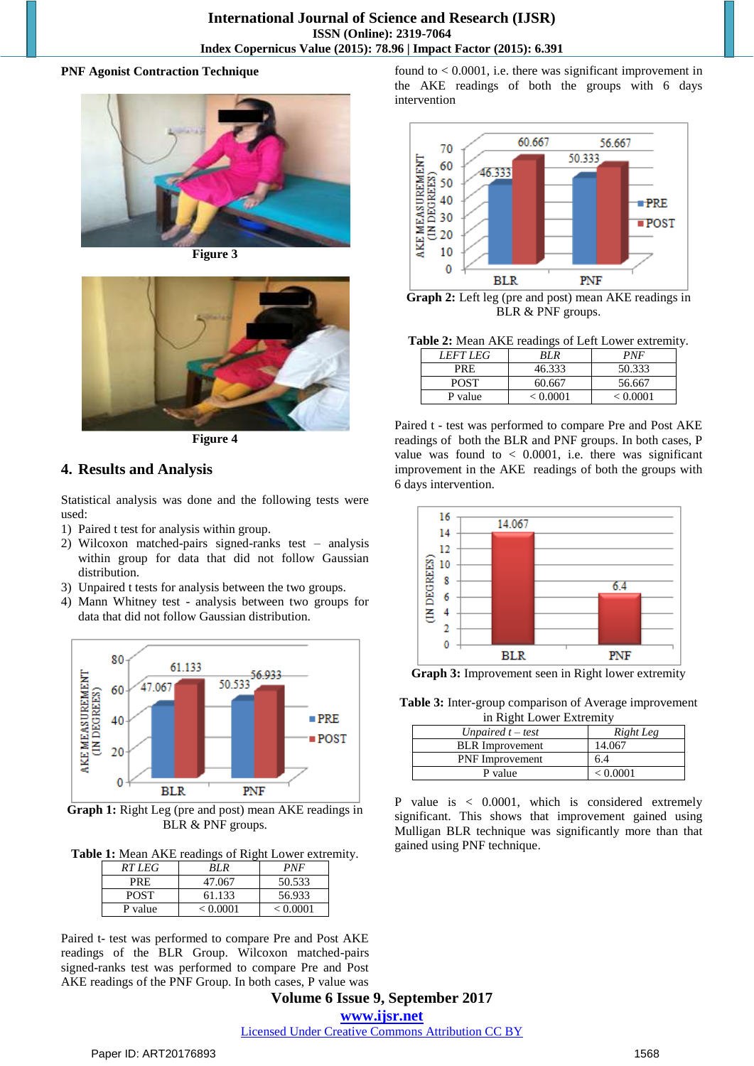**PNF Agonist Contraction Technique**

Figure 3

Figure 4

## 4. Results and Analysis

Statistical analysis was done and the following tests were used:

1) Paired t test for analysis within group.
2) Wilcoxon matched-pairs signed-ranks test – analysis within group for data that did not follow Gaussian distribution.
3) Unpaired t tests for analysis between the two groups.
4) Mann Whitney test - analysis between two groups for data that did not follow Gaussian distribution.

**Graph 1:** Right Leg (pre and post) mean AKE readings in BLR & PNF groups.

**Table 1:** Mean AKE readings of Right Lower extremity.

| *RT LEG* | *BLR* | *PNF* |
|---|---|---|
| PRE | 47.067 | 50.533 |
| POST | 61.133 | 56.933 |
| P value | < 0.0001 | < 0.0001 |

Paired t- test was performed to compare Pre and Post AKE readings of the BLR Group. Wilcoxon matched-pairs signed-ranks test was performed to compare Pre and Post AKE readings of the PNF Group. In both cases, P value was found to < 0.0001, i.e. there was significant improvement in the AKE readings of both the groups with 6 days intervention

**Graph 2:** Left leg (pre and post) mean AKE readings in BLR & PNF groups.

**Table 2:** Mean AKE readings of Left Lower extremity.

| *LEFT LEG* | *BLR* | *PNF* |
|---|---|---|
| PRE | 46.333 | 50.333 |
| POST | 60.667 | 56.667 |
| P value | < 0.0001 | < 0.0001 |

Paired t - test was performed to compare Pre and Post AKE readings of both the BLR and PNF groups. In both cases, P value was found to < 0.0001, i.e. there was significant improvement in the AKE readings of both the groups with 6 days intervention.

**Graph 3:** Improvement seen in Right lower extremity

**Table 3:** Inter-group comparison of Average improvement in Right Lower Extremity

| *Unpaired t – test* | *Right Leg* |
|---|---|
| BLR Improvement | 14.067 |
| PNF Improvement | 6.4 |
| P value | < 0.0001 |

P value is < 0.0001, which is considered extremely significant. This shows that improvement gained using Mulligan BLR technique was significantly more than that gained using PNF technique.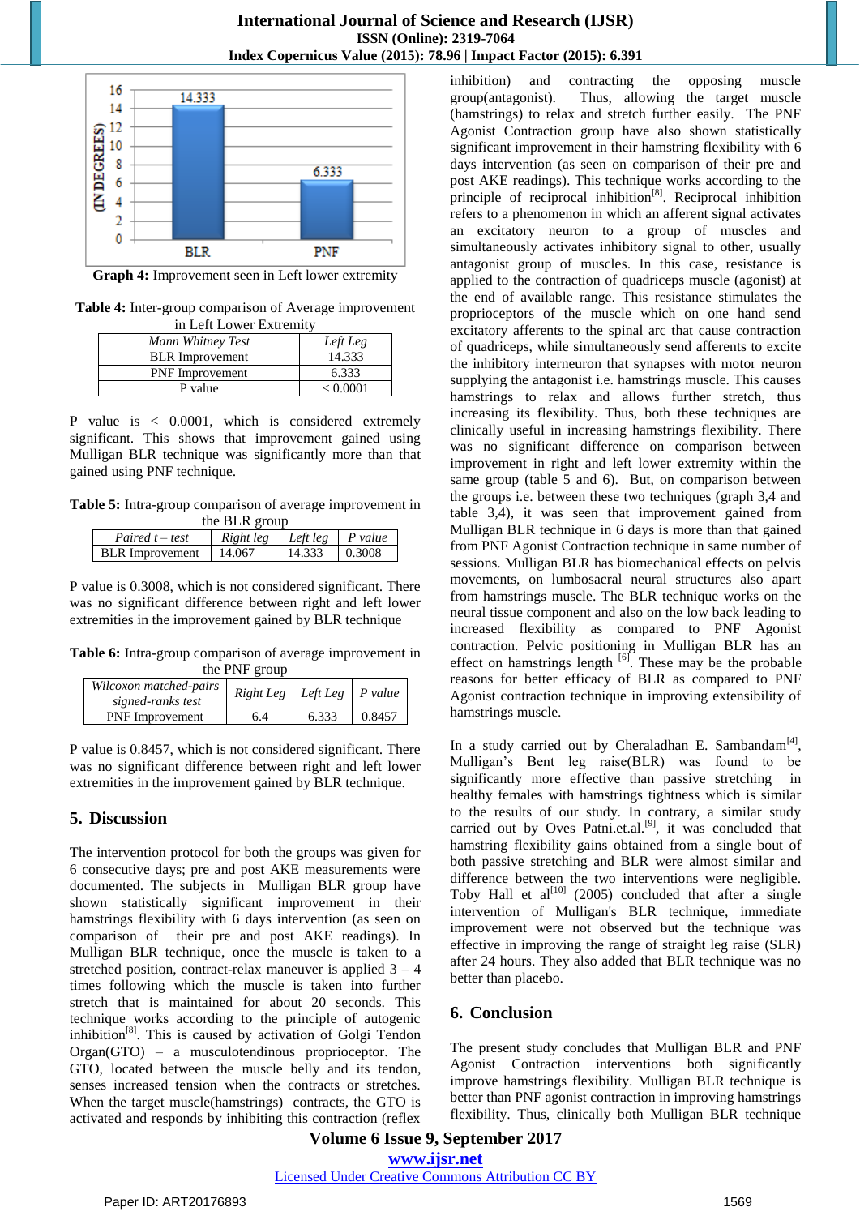**Graph 4:** Improvement seen in Left lower extremity

**Table 4:** Inter-group comparison of Average improvement in Left Lower Extremity

| *Mann Whitney Test* | *Left Leg* |
|---|---|
| BLR Improvement | 14.333 |
| PNF Improvement | 6.333 |
| P value | < 0.0001 |

P value is < 0.0001, which is considered extremely significant. This shows that improvement gained using Mulligan BLR technique was significantly more than that gained using PNF technique.

**Table 5:** Intra-group comparison of average improvement in the BLR group

| *Paired t – test* | *Right leg* | *Left leg* | *P value* |
|---|---|---|---|
| BLR Improvement | 14.067 | 14.333 | 0.3008 |

P value is 0.3008, which is not considered significant. There was no significant difference between right and left lower extremities in the improvement gained by BLR technique

**Table 6:** Intra-group comparison of average improvement in the PNF group

| *Wilcoxon matched-pairs signed-ranks test* | *Right Leg* | *Left Leg* | *P value* |
|---|---|---|---|
| PNF Improvement | 6.4 | 6.333 | 0.8457 |

P value is 0.8457, which is not considered significant. There was no significant difference between right and left lower extremities in the improvement gained by BLR technique.

## 5. Discussion

The intervention protocol for both the groups was given for 6 consecutive days; pre and post AKE measurements were documented. The subjects in Mulligan BLR group have shown statistically significant improvement in their hamstrings flexibility with 6 days intervention (as seen on comparison of their pre and post AKE readings). In Mulligan BLR technique, once the muscle is taken to a stretched position, contract-relax maneuver is applied 3 – 4 times following which the muscle is taken into further stretch that is maintained for about 20 seconds. This technique works according to the principle of autogenic inhibition[8]. This is caused by activation of Golgi Tendon Organ(GTO) – a musculotendinous proprioceptor. The GTO, located between the muscle belly and its tendon, senses increased tension when the contracts or stretches. When the target muscle(hamstrings) contracts, the GTO is activated and responds by inhibiting this contraction (reflex inhibition) and contracting the opposing muscle group(antagonist). Thus, allowing the target muscle (hamstrings) to relax and stretch further easily. The PNF Agonist Contraction group have also shown statistically significant improvement in their hamstring flexibility with 6 days intervention (as seen on comparison of their pre and post AKE readings). This technique works according to the principle of reciprocal inhibition[8]. Reciprocal inhibition refers to a phenomenon in which an afferent signal activates an excitatory neuron to a group of muscles and simultaneously activates inhibitory signal to other, usually antagonist group of muscles. In this case, resistance is applied to the contraction of quadriceps muscle (agonist) at the end of available range. This resistance stimulates the proprioceptors of the muscle which on one hand send excitatory afferents to the spinal arc that cause contraction of quadriceps, while simultaneously send afferents to excite the inhibitory interneuron that synapses with motor neuron supplying the antagonist i.e. hamstrings muscle. This causes hamstrings to relax and allows further stretch, thus increasing its flexibility. Thus, both these techniques are clinically useful in increasing hamstrings flexibility. There was no significant difference on comparison between improvement in right and left lower extremity within the same group (table 5 and 6). But, on comparison between the groups i.e. between these two techniques (graph 3,4 and table 3,4), it was seen that improvement gained from Mulligan BLR technique in 6 days is more than that gained from PNF Agonist Contraction technique in same number of sessions. Mulligan BLR has biomechanical effects on pelvis movements, on lumbosacral neural structures also apart from hamstrings muscle. The BLR technique works on the neural tissue component and also on the low back leading to increased flexibility as compared to PNF Agonist contraction. Pelvic positioning in Mulligan BLR has an effect on hamstring length [6]. These may be the probable reasons for better efficacy of BLR as compared to PNF Agonist contraction technique in improving extensibility of hamstrings muscle.

In a study carried out by Cheraladhan E. Sambandam[4], Mulligan's Bent leg raise(BLR) was found to be significantly more effective than passive stretching in healthy females with hamstrings tightness which is similar to the results of our study. In contrary, a similar study carried out by Oves Patni.et.al.[9], it was concluded that hamstring flexibility gains obtained from a single bout of both passive stretching and BLR were almost similar and difference between the two interventions were negligible. Toby Hall et al[10] (2005) concluded that after a single intervention of Mulligan's BLR technique, immediate improvement were not observed but the technique was effective in improving the range of straight leg raise (SLR) after 24 hours. They also added that BLR technique was no better than placebo.

## 6. Conclusion

The present study concludes that Mulligan BLR and PNF Agonist Contraction interventions both significantly improve hamstrings flexibility. Mulligan BLR technique is better than PNF agonist contraction in improving hamstrings flexibility. Thus, clinically both Mulligan BLR technique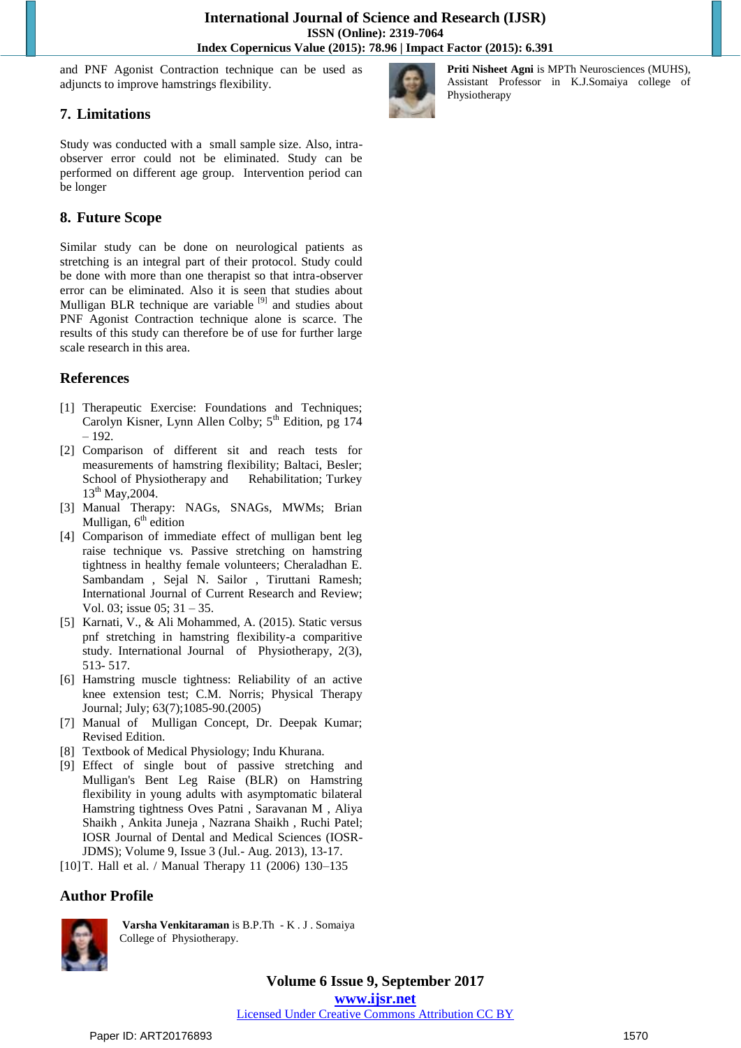and PNF Agonist Contraction technique can be used as adjuncts to improve hamstrings flexibility.

## 7. Limitations

Study was conducted with a small sample size. Also, intra-observer error could not be eliminated. Study can be performed on different age group. Intervention period can be longer

## 8. Future Scope

Similar study can be done on neurological patients as stretching is an integral part of their protocol. Study could be done with more than one therapist so that intra-observer error can be eliminated. Also it is seen that studies about Mulligan BLR technique are variable [9] and studies about PNF Agonist Contraction technique alone is scarce. The results of this study can therefore be of use for further large scale research in this area.

## References

[1] Therapeutic Exercise: Foundations and Techniques; Carolyn Kisner, Lynn Allen Colby; 5th Edition, pg 174 – 192.

[2] Comparison of different sit and reach tests for measurements of hamstring flexibility; Baltaci, Besler; School of Physiotherapy and Rehabilitation; Turkey 13th May,2004.

[3] Manual Therapy: NAGs, SNAGs, MWMs; Brian Mulligan, 6th edition

[4] Comparison of immediate effect of mulligan bent leg raise technique vs. Passive stretching on hamstring tightness in healthy female volunteers; Cheraladhan E. Sambandam , Sejal N. Sailor , Tiruttani Ramesh; International Journal of Current Research and Review; Vol. 03; issue 05; 31 – 35.

[5] Karnati, V., & Ali Mohammed, A. (2015). Static versus pnf stretching in hamstring flexibility-a comparitive study. International Journal of Physiotherapy, 2(3), 513- 517.

[6] Hamstring muscle tightness: Reliability of an active knee extension test; C.M. Norris; Physical Therapy Journal; July; 63(7);1085-90.(2005)

[7] Manual of Mulligan Concept, Dr. Deepak Kumar; Revised Edition.

[8] Textbook of Medical Physiology; Indu Khurana.

[9] Effect of single bout of passive stretching and Mulligan's Bent Leg Raise (BLR) on Hamstring flexibility in young adults with asymptomatic bilateral Hamstring tightness Oves Patni , Saravanan M , Aliya Shaikh , Ankita Juneja , Nazrana Shaikh , Ruchi Patel; IOSR Journal of Dental and Medical Sciences (IOSR-JDMS); Volume 9, Issue 3 (Jul.- Aug. 2013), 13-17.

[10] T. Hall et al. / Manual Therapy 11 (2006) 130–135

## Author Profile

**Varsha Venkitaraman** is B.P.Th - K . J . Somaiya College of Physiotherapy.

**Priti Nisheet Agni** is MPTh Neurosciences (MUHS), Assistant Professor in K.J.Somaiya college of Physiotherapy